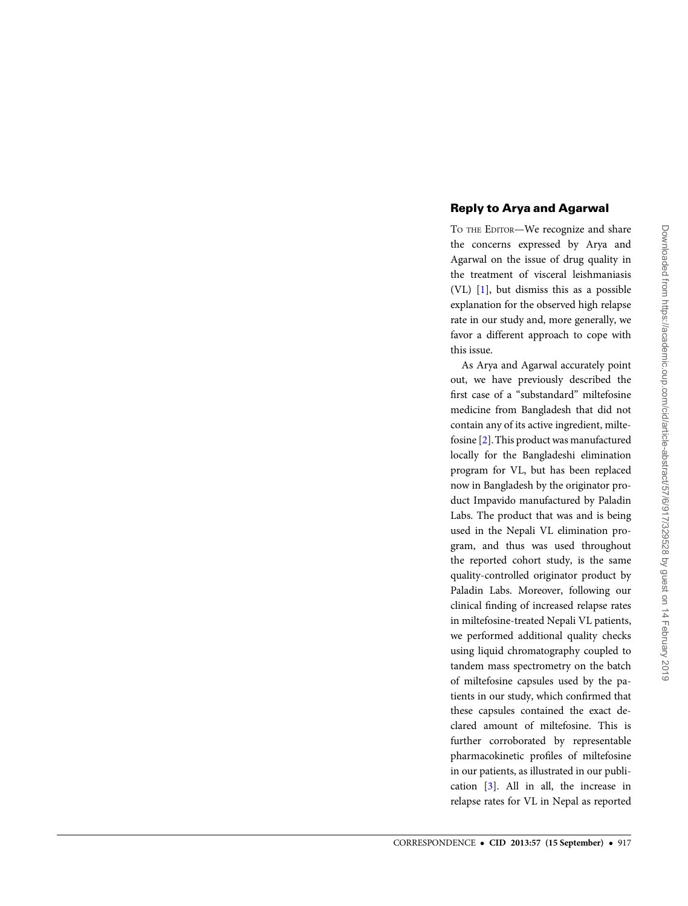## Reply to Arya and Agarwal

To the Editor—We recognize and share the concerns expressed by Arya and Agarwal on the issue of drug quality in the treatment of visceral leishmaniasis (VL) [1], but dismiss this as a possible explanation for the observed high relapse rate in our study and, more generally, we favor a different approach to cope with this issue.

As Arya and Agarwal accurately point out, we have previously described the first case of a "substandard" miltefosine medicine from Bangladesh that did not contain any of its active ingredient, miltefosine [2]. This product was manufactured locally for the Bangladeshi elimination program for VL, but has been replaced now in Bangladesh by the originator product Impavido manufactured by Paladin Labs. The product that was and is being used in the Nepali VL elimination program, and thus was used throughout the reported cohort study, is the same quality-controlled originator product by Paladin Labs. Moreover, following our clinical finding of increased relapse rates in miltefosine-treated Nepali VL patients, we performed additional quality checks using liquid chromatography coupled to tandem mass spectrometry on the batch of miltefosine capsules used by the patients in our study, which confirmed that these capsules contained the exact declared amount of miltefosine. This is further corroborated by representable pharmacokinetic profiles of miltefosine in our patients, as illustrated in our publication [3]. All in all, the increase in relapse rates for VL in Nepal as reported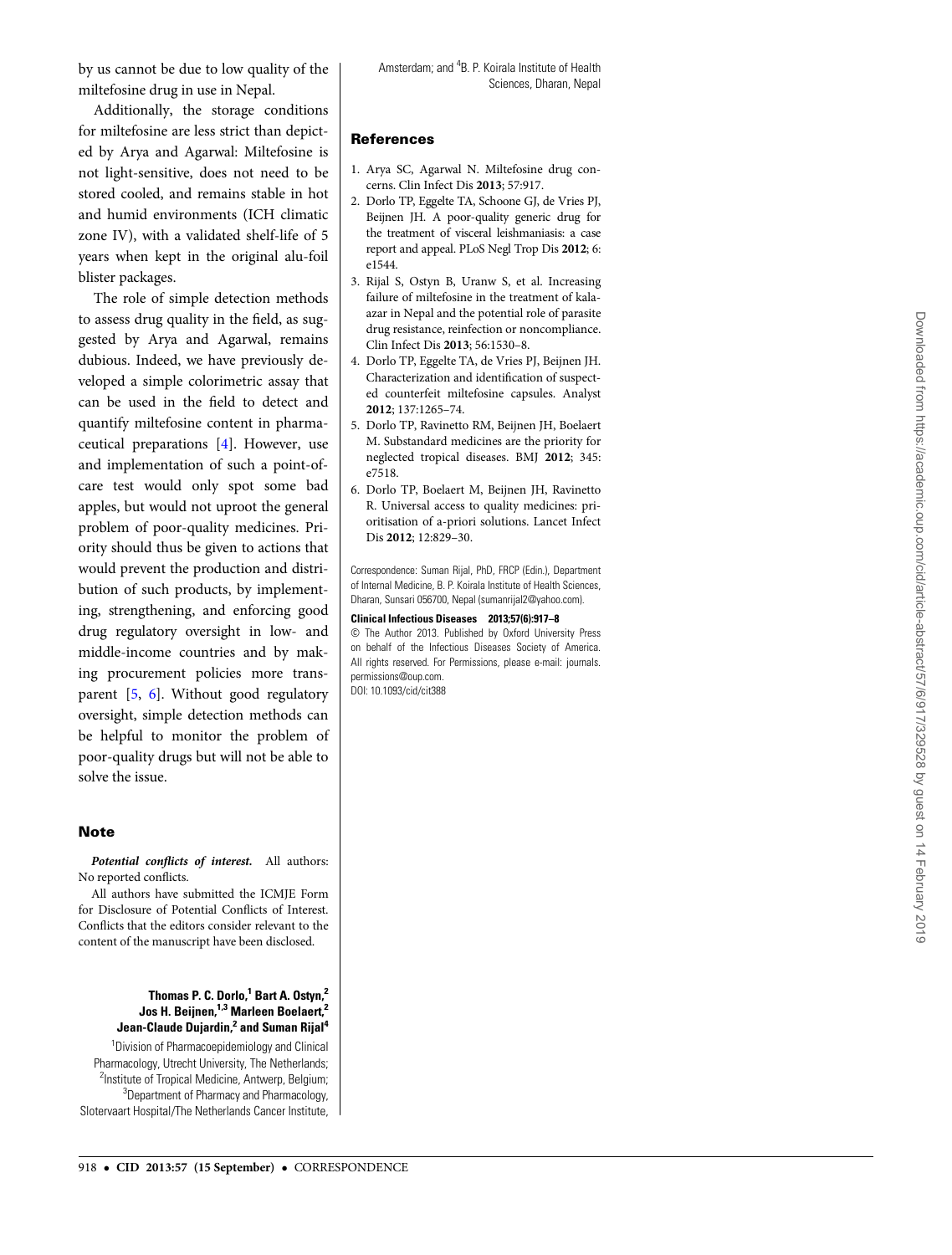by us cannot be due to low quality of the miltefosine drug in use in Nepal.

Additionally, the storage conditions for miltefosine are less strict than depicted by Arya and Agarwal: Miltefosine is not light-sensitive, does not need to be stored cooled, and remains stable in hot and humid environments (ICH climatic zone IV), with a validated shelf-life of 5 years when kept in the original alu-foil blister packages.

The role of simple detection methods to assess drug quality in the field, as suggested by Arya and Agarwal, remains dubious. Indeed, we have previously developed a simple colorimetric assay that can be used in the field to detect and quantify miltefosine content in pharmaceutical preparations [4]. However, use and implementation of such a point-of-care test would only spot some bad apples, but would not uproot the general problem of poor-quality medicines. Priority should thus be given to actions that would prevent the production and distribution of such products, by implementing, strengthening, and enforcing good drug regulatory oversight in low- and middle-income countries and by making procurement policies more transparent [5, 6]. Without good regulatory oversight, simple detection methods can be helpful to monitor the problem of poor-quality drugs but will not be able to solve the issue.

## Note

***Potential conflicts of interest.*** All authors: No reported conflicts.

All authors have submitted the ICMJE Form for Disclosure of Potential Conflicts of Interest. Conflicts that the editors consider relevant to the content of the manuscript have been disclosed.

**Thomas P. C. Dorlo,[1] Bart A. Ostyn,[2] Jos H. Beijnen,[1,3] Marleen Boelaert,[2] Jean-Claude Dujardin,[2] and Suman Rijal[4]**

[1]Division of Pharmacoepidemiology and Clinical Pharmacology, Utrecht University, The Netherlands; [2]Institute of Tropical Medicine, Antwerp, Belgium; [3]Department of Pharmacy and Pharmacology, Slotervaart Hospital/The Netherlands Cancer Institute, Amsterdam; and [4]B. P. Koirala Institute of Health Sciences, Dharan, Nepal

## References

1. Arya SC, Agarwal N. Miltefosine drug concerns. Clin Infect Dis **2013**; 57:917.
2. Dorlo TP, Eggelte TA, Schoone GJ, de Vries PJ, Beijnen JH. A poor-quality generic drug for the treatment of visceral leishmaniasis: a case report and appeal. PLoS Negl Trop Dis **2012**; 6: e1544.
3. Rijal S, Ostyn B, Uranw S, et al. Increasing failure of miltefosine in the treatment of kala-azar in Nepal and the potential role of parasite drug resistance, reinfection or noncompliance. Clin Infect Dis **2013**; 56:1530–8.
4. Dorlo TP, Eggelte TA, de Vries PJ, Beijnen JH. Characterization and identification of suspected counterfeit miltefosine capsules. Analyst **2012**; 137:1265–74.
5. Dorlo TP, Ravinetto RM, Beijnen JH, Boelaert M. Substandard medicines are the priority for neglected tropical diseases. BMJ **2012**; 345: e7518.
6. Dorlo TP, Boelaert M, Beijnen JH, Ravinetto R. Universal access to quality medicines: prioritisation of a-priori solutions. Lancet Infect Dis **2012**; 12:829–30.

Correspondence: Suman Rijal, PhD, FRCP (Edin.), Department of Internal Medicine, B. P. Koirala Institute of Health Sciences, Dharan, Sunsari 056700, Nepal (sumanrijal2@yahoo.com).

**Clinical Infectious Diseases 2013;57(6):917–8**

© The Author 2013. Published by Oxford University Press on behalf of the Infectious Diseases Society of America. All rights reserved. For Permissions, please e-mail: journals.permissions@oup.com.
DOI: 10.1093/cid/cit388